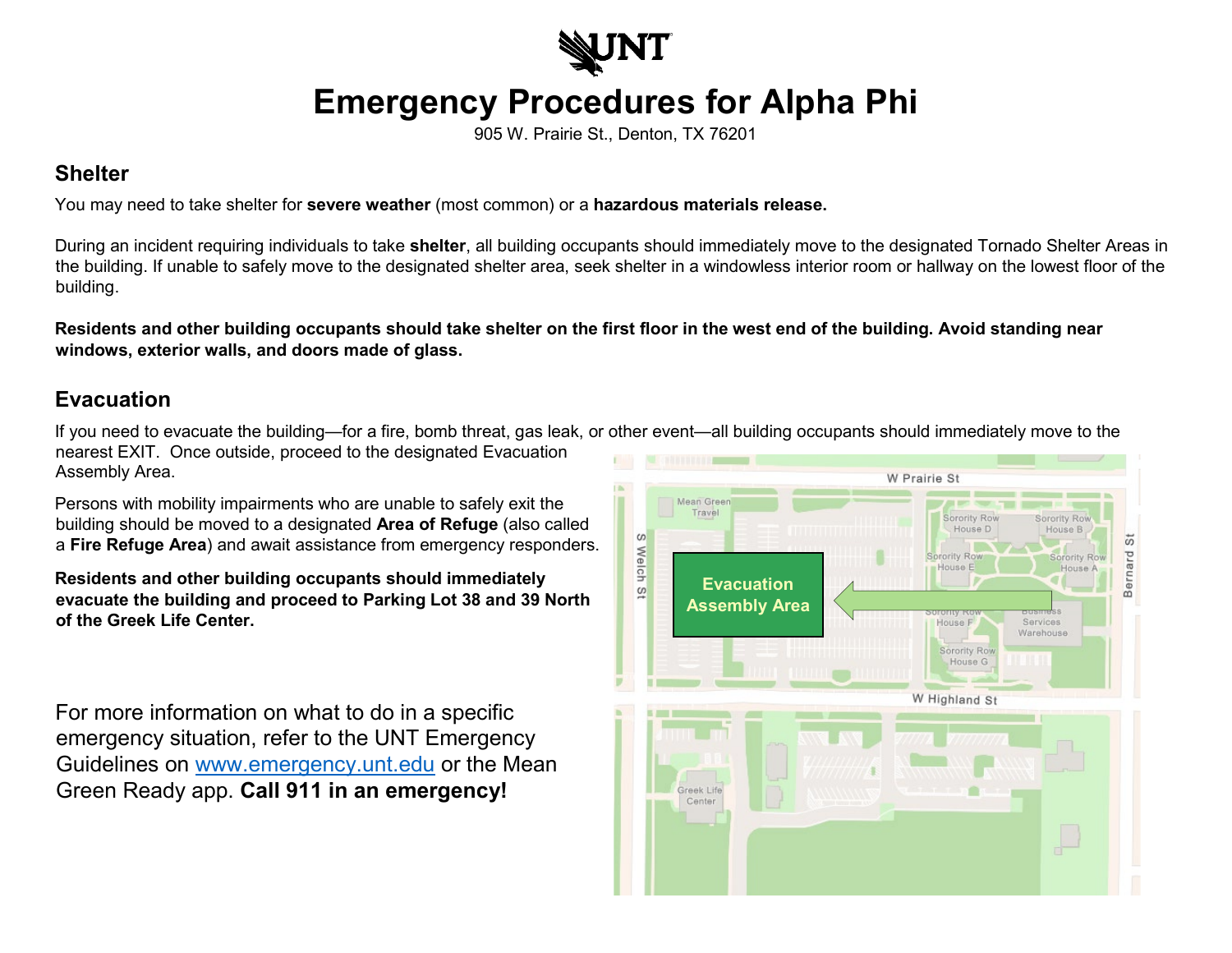# Emergency Procedures for Alpha Phi

905 W. Prairie St., Denton, TX 76201

## Shelter

You may need to take shelter for **severe weather** (most common) or a **hazardous materials release.**

During an incident requiring individuals to take **shelter**, all building occupants should immediately move to the designated Tornado Shelter Areas in the building. If unable to safely move to the designated shelter area, seek shelter in a windowless interior room or hallway on the lowest floor of the building.

**Residents and other building occupants should take shelter on the first floor in the west end of the building. Avoid standing near windows, exterior walls, and doors made of glass.**

## Evacuation

If you need to evacuate the building—for a fire, bomb threat, gas leak, or other event—all building occupants should immediately move to the nearest EXIT. Once outside, proceed to the designated Evacuation Assembly Area.

Persons with mobility impairments who are unable to safely exit the building should be moved to a designated **Area of Refuge** (also called a **Fire Refuge Area**) and await assistance from emergency responders.

**Residents and other building occupants should immediately evacuate the building and proceed to Parking Lot 38 and 39 North of the Greek Life Center.**

For more information on what to do in a specific emergency situation, refer to the UNT Emergency Guidelines on www.emergency.unt.edu or the Mean Green Ready app. **Call 911 in an emergency!**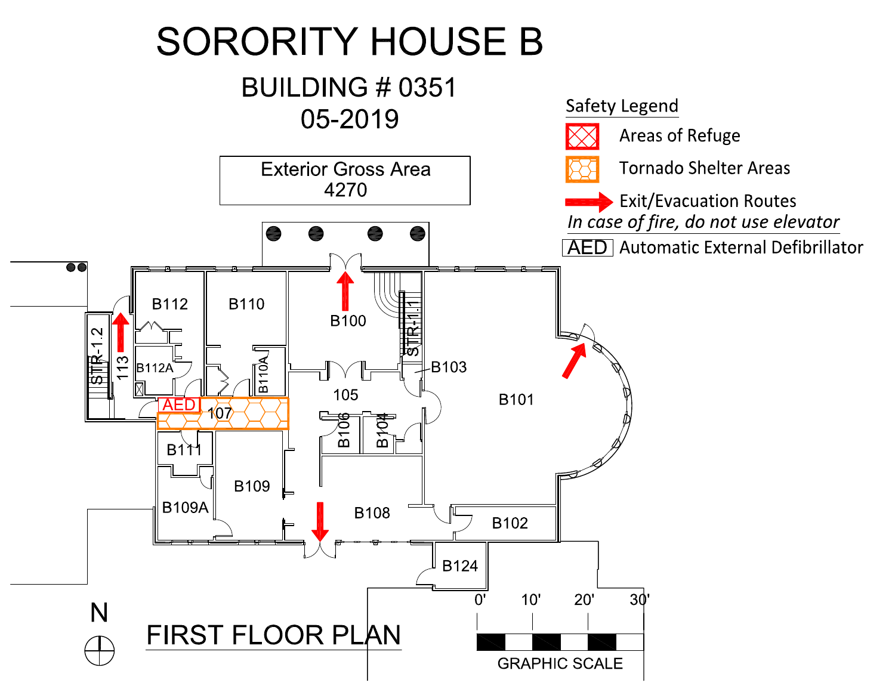# SORORITY HOUSE B

## BUILDING # 0351

## 05-2019

Exterior Gross Area
4270

**Safety Legend**

- Areas of Refuge
- Tornado Shelter Areas
- Exit/Evacuation Routes

*In case of fire, do not use elevator*

- AED Automatic External Defibrillator

B112 B110 B100 B112A B110A STR-1.2 113 STR-1.1 B103 105 B101 AED 107 B106 B104 B111 B109 B109A B108 B102 B124

N

## FIRST FLOOR PLAN

0' 10' 20' 30'

GRAPHIC SCALE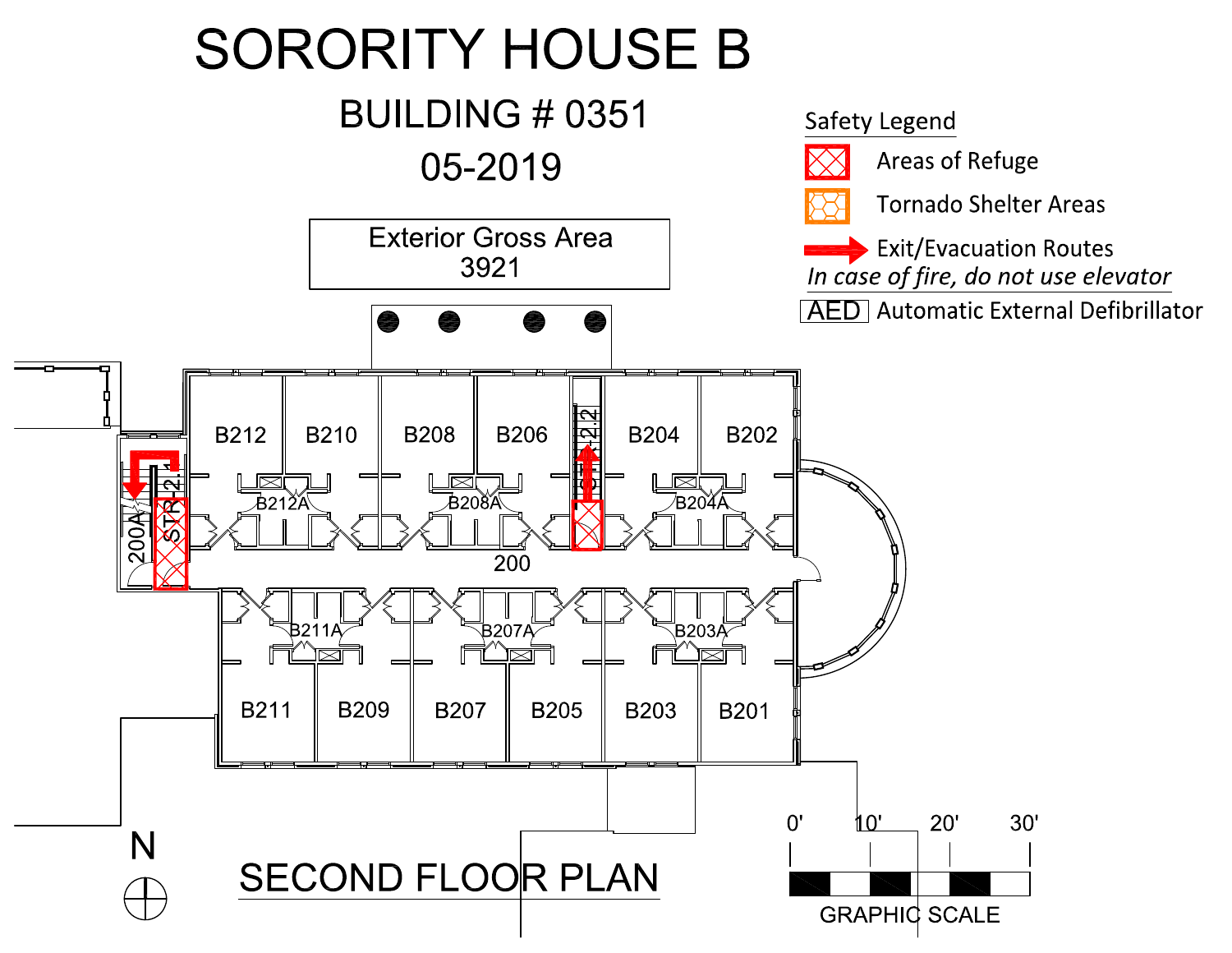# SORORITY HOUSE B

## BUILDING # 0351

## 05-2019

Exterior Gross Area
3921

Safety Legend

Areas of Refuge

Tornado Shelter Areas

Exit/Evacuation Routes

*In case of fire, do not use elevator*

AED Automatic External Defibrillator

B212
B210
B208
B206
B204
B202
B212A
B208A
B204A
STR 2.1
STR 2.2
200A
200
B211A
B207A
B203A
B211
B209
B207
B205
B203
B201

N

## SECOND FLOOR PLAN

0'
10'
20'
30'

GRAPHIC SCALE